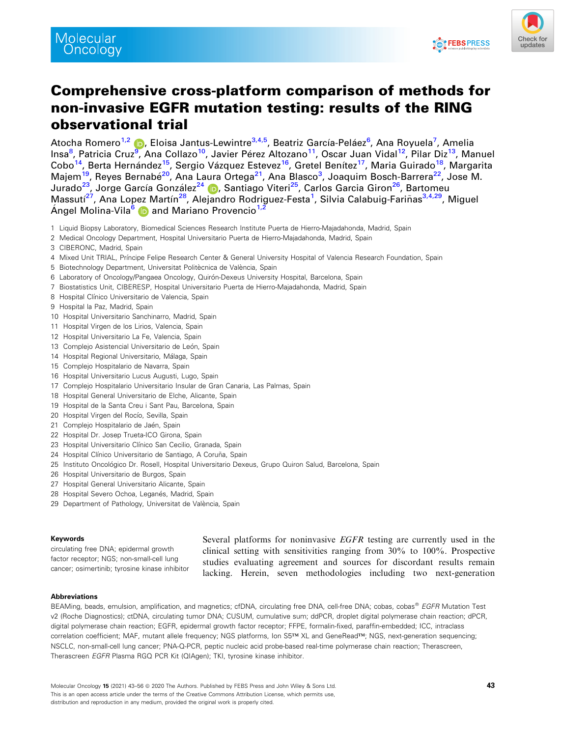# Comprehensive cross-platform comparison of methods for non-invasive EGFR mutation testing: results of the RING observational trial

Atocha Romero[1,2], Eloisa Jantus-Lewintre[3,4,5], Beatriz García-Peláez[6], Ana Royuela[7], Amelia Insa[8], Patricia Cruz[9], Ana Collazo[10], Javier Pérez Altozano[11], Oscar Juan Vidal[12], Pilar Diz[13], Manuel Cobo[14], Berta Hernández[15], Sergio Vázquez Estevez[16], Gretel Benítez[17], Maria Guirado[18], Margarita Majem[19], Reyes Bernabé[20], Ana Laura Ortega[21], Ana Blasco[3], Joaquim Bosch-Barrera[22], Jose M. Jurado[23], Jorge García González[24], Santiago Viteri[25], Carlos Garcia Giron[26], Bartomeu Massuti[27], Ana Lopez Martín[28], Alejandro Rodriguez-Festa[1], Silvia Calabuig-Fariñas[3,4,29], Miguel Ángel Molina-Vila[6] and Mariano Provencio[1,2]

1 Liquid Biopsy Laboratory, Biomedical Sciences Research Institute Puerta de Hierro-Majadahonda, Madrid, Spain
2 Medical Oncology Department, Hospital Universitario Puerta de Hierro-Majadahonda, Madrid, Spain
3 CIBERONC, Madrid, Spain
4 Mixed Unit TRIAL, Príncipe Felipe Research Center & General University Hospital of Valencia Research Foundation, Spain
5 Biotechnology Department, Universitat Politècnica de València, Spain
6 Laboratory of Oncology/Pangaea Oncology, Quirón-Dexeus University Hospital, Barcelona, Spain
7 Biostatistics Unit, CIBERESP, Hospital Universitario Puerta de Hierro-Majadahonda, Madrid, Spain
8 Hospital Clínico Universitario de Valencia, Spain
9 Hospital la Paz, Madrid, Spain
10 Hospital Universitario Sanchinarro, Madrid, Spain
11 Hospital Virgen de los Lirios, Valencia, Spain
12 Hospital Universitario La Fe, Valencia, Spain
13 Complejo Asistencial Universitario de León, Spain
14 Hospital Regional Universitario, Málaga, Spain
15 Complejo Hospitalario de Navarra, Spain
16 Hospital Universitario Lucus Augusti, Lugo, Spain
17 Complejo Hospitalario Universitario Insular de Gran Canaria, Las Palmas, Spain
18 Hospital General Universitario de Elche, Alicante, Spain
19 Hospital de la Santa Creu i Sant Pau, Barcelona, Spain
20 Hospital Virgen del Rocío, Sevilla, Spain
21 Complejo Hospitalario de Jaén, Spain
22 Hospital Dr. Josep Trueta-ICO Girona, Spain
23 Hospital Universitario Clínico San Cecilio, Granada, Spain
24 Hospital Clínico Universitario de Santiago, A Coruña, Spain
25 Instituto Oncológico Dr. Rosell, Hospital Universitario Dexeus, Grupo Quiron Salud, Barcelona, Spain
26 Hospital Universitario de Burgos, Spain
27 Hospital General Universitario Alicante, Spain
28 Hospital Severo Ochoa, Leganés, Madrid, Spain
29 Department of Pathology, Universitat de València, Spain

### Keywords

circulating free DNA; epidermal growth factor receptor; NGS; non-small-cell lung cancer; osimertinib; tyrosine kinase inhibitor

### Abbreviations

BEAMing, beads, emulsion, amplification, and magnetics; cfDNA, circulating free DNA, cell-free DNA; cobas, cobas® *EGFR* Mutation Test v2 (Roche Diagnostics); ctDNA, circulating tumor DNA; CUSUM, cumulative sum; ddPCR, droplet digital polymerase chain reaction; dPCR, digital polymerase chain reaction; EGFR, epidermal growth factor receptor; FFPE, formalin-fixed, paraffin-embedded; ICC, intraclass correlation coefficient; MAF, mutant allele frequency; NGS platforms, Ion S5™ XL and GeneRead™; NGS, next-generation sequencing; NSCLC, non-small-cell lung cancer; PNA-Q-PCR, peptic nucleic acid probe-based real-time polymerase chain reaction; Therascreen, Therascreen *EGFR* Plasma RGQ PCR Kit (QIAgen); TKI, tyrosine kinase inhibitor.

Several platforms for noninvasive *EGFR* testing are currently used in the clinical setting with sensitivities ranging from 30% to 100%. Prospective studies evaluating agreement and sources for discordant results remain lacking. Herein, seven methodologies including two next-generation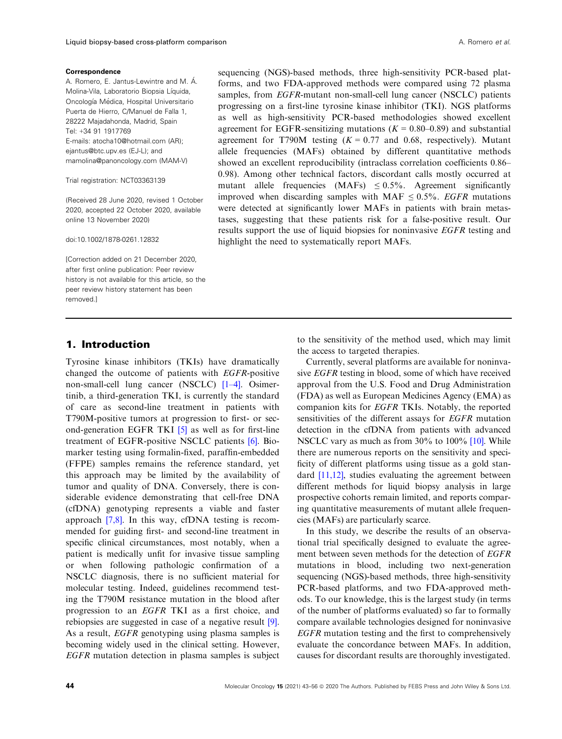**Correspondence**

A. Romero, E. Jantus-Lewintre and M. Á. Molina-Vila, Laboratorio Biopsia Líquida, Oncología Médica, Hospital Universitario Puerta de Hierro, C/Manuel de Falla 1, 28222 Majadahonda, Madrid, Spain
Tel: +34 91 1917769
E-mails: atocha10@hotmail.com (AR); ejantus@btc.upv.es (EJ-L); and mamolina@panoncology.com (MAM-V)

Trial registration: NCT03363139

(Received 28 June 2020, revised 1 October 2020, accepted 22 October 2020, available online 13 November 2020)

doi:10.1002/1878-0261.12832

[Correction added on 21 December 2020, after first online publication: Peer review history is not available for this article, so the peer review history statement has been removed.]

sequencing (NGS)-based methods, three high-sensitivity PCR-based platforms, and two FDA-approved methods were compared using 72 plasma samples, from *EGFR*-mutant non-small-cell lung cancer (NSCLC) patients progressing on a first-line tyrosine kinase inhibitor (TKI). NGS platforms as well as high-sensitivity PCR-based methodologies showed excellent agreement for EGFR-sensitizing mutations ($K = 0.80$–$0.89$) and substantial agreement for T790M testing ($K = 0.77$ and $0.68$, respectively). Mutant allele frequencies (MAFs) obtained by different quantitative methods showed an excellent reproducibility (intraclass correlation coefficients 0.86–0.98). Among other technical factors, discordant calls mostly occurred at mutant allele frequencies (MAFs) $\leq 0.5\%$. Agreement significantly improved when discarding samples with MAF $\leq 0.5\%$. *EGFR* mutations were detected at significantly lower MAFs in patients with brain metastases, suggesting that these patients risk for a false-positive result. Our results support the use of liquid biopsies for noninvasive *EGFR* testing and highlight the need to systematically report MAFs.

## 1. Introduction

Tyrosine kinase inhibitors (TKIs) have dramatically changed the outcome of patients with *EGFR*-positive non-small-cell lung cancer (NSCLC) [1–4]. Osimertinib, a third-generation TKI, is currently the standard of care as second-line treatment in patients with T790M-positive tumors at progression to first- or second-generation EGFR TKI [5] as well as for first-line treatment of EGFR-positive NSCLC patients [6]. Biomarker testing using formalin-fixed, paraffin-embedded (FFPE) samples remains the reference standard, yet this approach may be limited by the availability of tumor and quality of DNA. Conversely, there is considerable evidence demonstrating that cell-free DNA (cfDNA) genotyping represents a viable and faster approach [7,8]. In this way, cfDNA testing is recommended for guiding first- and second-line treatment in specific clinical circumstances, most notably, when a patient is medically unfit for invasive tissue sampling or when following pathologic confirmation of a NSCLC diagnosis, there is no sufficient material for molecular testing. Indeed, guidelines recommend testing the T790M resistance mutation in the blood after progression to an *EGFR* TKI as a first choice, and rebiopsies are suggested in case of a negative result [9]. As a result, *EGFR* genotyping using plasma samples is becoming widely used in the clinical setting. However, *EGFR* mutation detection in plasma samples is subject to the sensitivity of the method used, which may limit the access to targeted therapies.

Currently, several platforms are available for noninvasive *EGFR* testing in blood, some of which have received approval from the U.S. Food and Drug Administration (FDA) as well as European Medicines Agency (EMA) as companion kits for *EGFR* TKIs. Notably, the reported sensitivities of the different assays for *EGFR* mutation detection in the cfDNA from patients with advanced NSCLC vary as much as from 30% to 100% [10]. While there are numerous reports on the sensitivity and specificity of different platforms using tissue as a gold standard [11,12], studies evaluating the agreement between different methods for liquid biopsy analysis in large prospective cohorts remain limited, and reports comparing quantitative measurements of mutant allele frequencies (MAFs) are particularly scarce.

In this study, we describe the results of an observational trial specifically designed to evaluate the agreement between seven methods for the detection of *EGFR* mutations in blood, including two next-generation sequencing (NGS)-based methods, three high-sensitivity PCR-based platforms, and two FDA-approved methods. To our knowledge, this is the largest study (in terms of the number of platforms evaluated) so far to formally compare available technologies designed for noninvasive *EGFR* mutation testing and the first to comprehensively evaluate the concordance between MAFs. In addition, causes for discordant results are thoroughly investigated.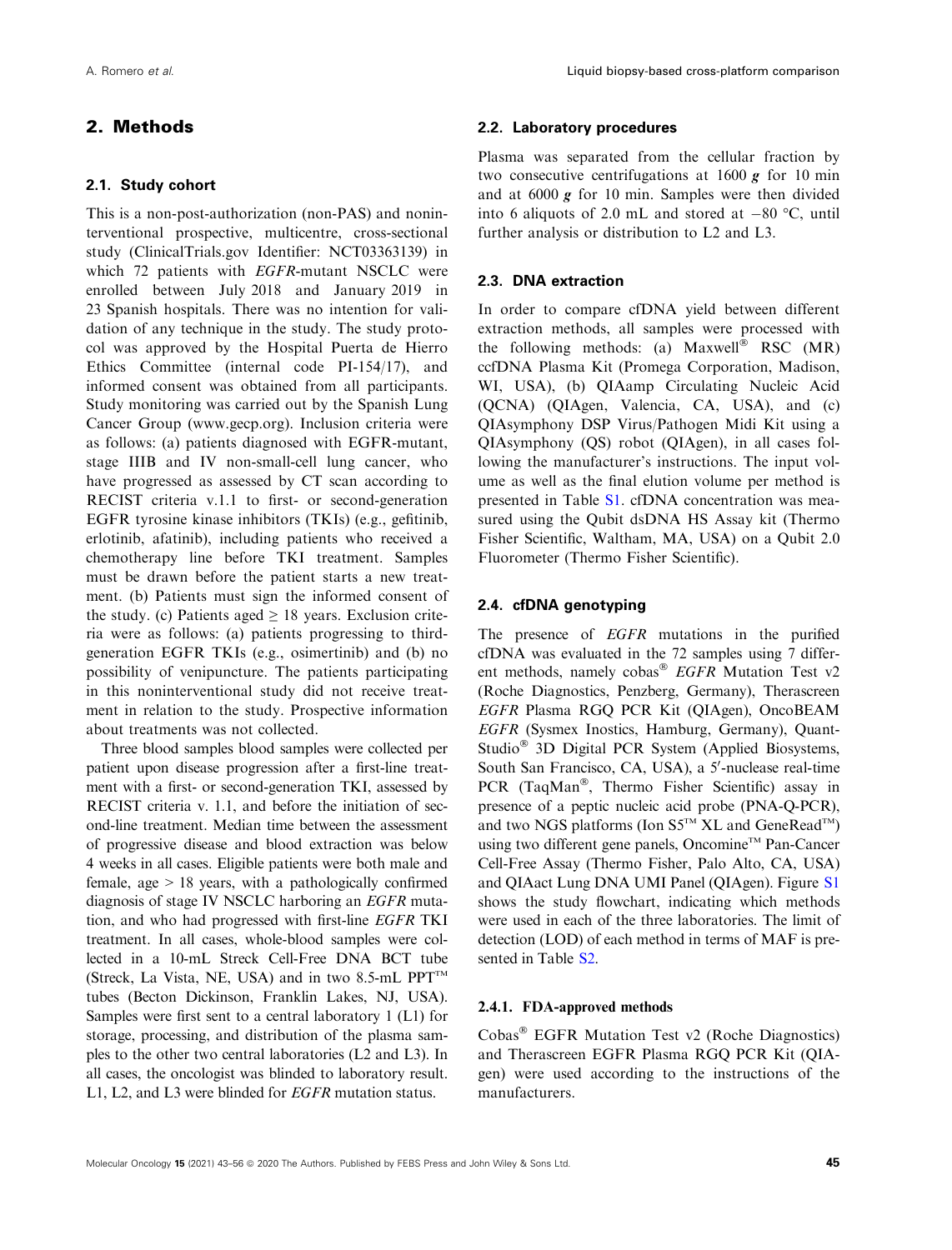## 2. Methods

### 2.1. Study cohort

This is a non-post-authorization (non-PAS) and noninterventional prospective, multicentre, cross-sectional study (ClinicalTrials.gov Identifier: NCT03363139) in which 72 patients with *EGFR*-mutant NSCLC were enrolled between July 2018 and January 2019 in 23 Spanish hospitals. There was no intention for validation of any technique in the study. The study protocol was approved by the Hospital Puerta de Hierro Ethics Committee (internal code PI-154/17), and informed consent was obtained from all participants. Study monitoring was carried out by the Spanish Lung Cancer Group (www.gecp.org). Inclusion criteria were as follows: (a) patients diagnosed with EGFR-mutant, stage IIIB and IV non-small-cell lung cancer, who have progressed as assessed by CT scan according to RECIST criteria v.1.1 to first- or second-generation EGFR tyrosine kinase inhibitors (TKIs) (e.g., gefitinib, erlotinib, afatinib), including patients who received a chemotherapy line before TKI treatment. Samples must be drawn before the patient starts a new treatment. (b) Patients must sign the informed consent of the study. (c) Patients aged ≥ 18 years. Exclusion criteria were as follows: (a) patients progressing to third-generation EGFR TKIs (e.g., osimertinib) and (b) no possibility of venipuncture. The patients participating in this noninterventional study did not receive treatment in relation to the study. Prospective information about treatments was not collected.

Three blood samples blood samples were collected per patient upon disease progression after a first-line treatment with a first- or second-generation TKI, assessed by RECIST criteria v. 1.1, and before the initiation of second-line treatment. Median time between the assessment of progressive disease and blood extraction was below 4 weeks in all cases. Eligible patients were both male and female, age > 18 years, with a pathologically confirmed diagnosis of stage IV NSCLC harboring an *EGFR* mutation, and who had progressed with first-line *EGFR* TKI treatment. In all cases, whole-blood samples were collected in a 10-mL Streck Cell-Free DNA BCT tube (Streck, La Vista, NE, USA) and in two 8.5-mL PPT™ tubes (Becton Dickinson, Franklin Lakes, NJ, USA). Samples were first sent to a central laboratory 1 (L1) for storage, processing, and distribution of the plasma samples to the other two central laboratories (L2 and L3). In all cases, the oncologist was blinded to laboratory result. L1, L2, and L3 were blinded for *EGFR* mutation status.

### 2.2. Laboratory procedures

Plasma was separated from the cellular fraction by two consecutive centrifugations at 1600 ***g*** for 10 min and at 6000 ***g*** for 10 min. Samples were then divided into 6 aliquots of 2.0 mL and stored at −80 °C, until further analysis or distribution to L2 and L3.

### 2.3. DNA extraction

In order to compare cfDNA yield between different extraction methods, all samples were processed with the following methods: (a) Maxwell® RSC (MR) ccfDNA Plasma Kit (Promega Corporation, Madison, WI, USA), (b) QIAamp Circulating Nucleic Acid (QCNA) (QIAgen, Valencia, CA, USA), and (c) QIAsymphony DSP Virus/Pathogen Midi Kit using a QIAsymphony (QS) robot (QIAgen), in all cases following the manufacturer's instructions. The input volume as well as the final elution volume per method is presented in Table S1. cfDNA concentration was measured using the Qubit dsDNA HS Assay kit (Thermo Fisher Scientific, Waltham, MA, USA) on a Qubit 2.0 Fluorometer (Thermo Fisher Scientific).

### 2.4. cfDNA genotyping

The presence of *EGFR* mutations in the purified cfDNA was evaluated in the 72 samples using 7 different methods, namely cobas® *EGFR* Mutation Test v2 (Roche Diagnostics, Penzberg, Germany), Therascreen *EGFR* Plasma RGQ PCR Kit (QIAgen), OncoBEAM *EGFR* (Sysmex Inostics, Hamburg, Germany), QuantStudio® 3D Digital PCR System (Applied Biosystems, South San Francisco, CA, USA), a 5′-nuclease real-time PCR (TaqMan®, Thermo Fisher Scientific) assay in presence of a peptic nucleic acid probe (PNA-Q-PCR), and two NGS platforms (Ion S5™ XL and GeneRead™) using two different gene panels, Oncomine™ Pan-Cancer Cell-Free Assay (Thermo Fisher, Palo Alto, CA, USA) and QIAact Lung DNA UMI Panel (QIAgen). Figure S1 shows the study flowchart, indicating which methods were used in each of the three laboratories. The limit of detection (LOD) of each method in terms of MAF is presented in Table S2.

#### 2.4.1. FDA-approved methods

Cobas® EGFR Mutation Test v2 (Roche Diagnostics) and Therascreen EGFR Plasma RGQ PCR Kit (QIAgen) were used according to the instructions of the manufacturers.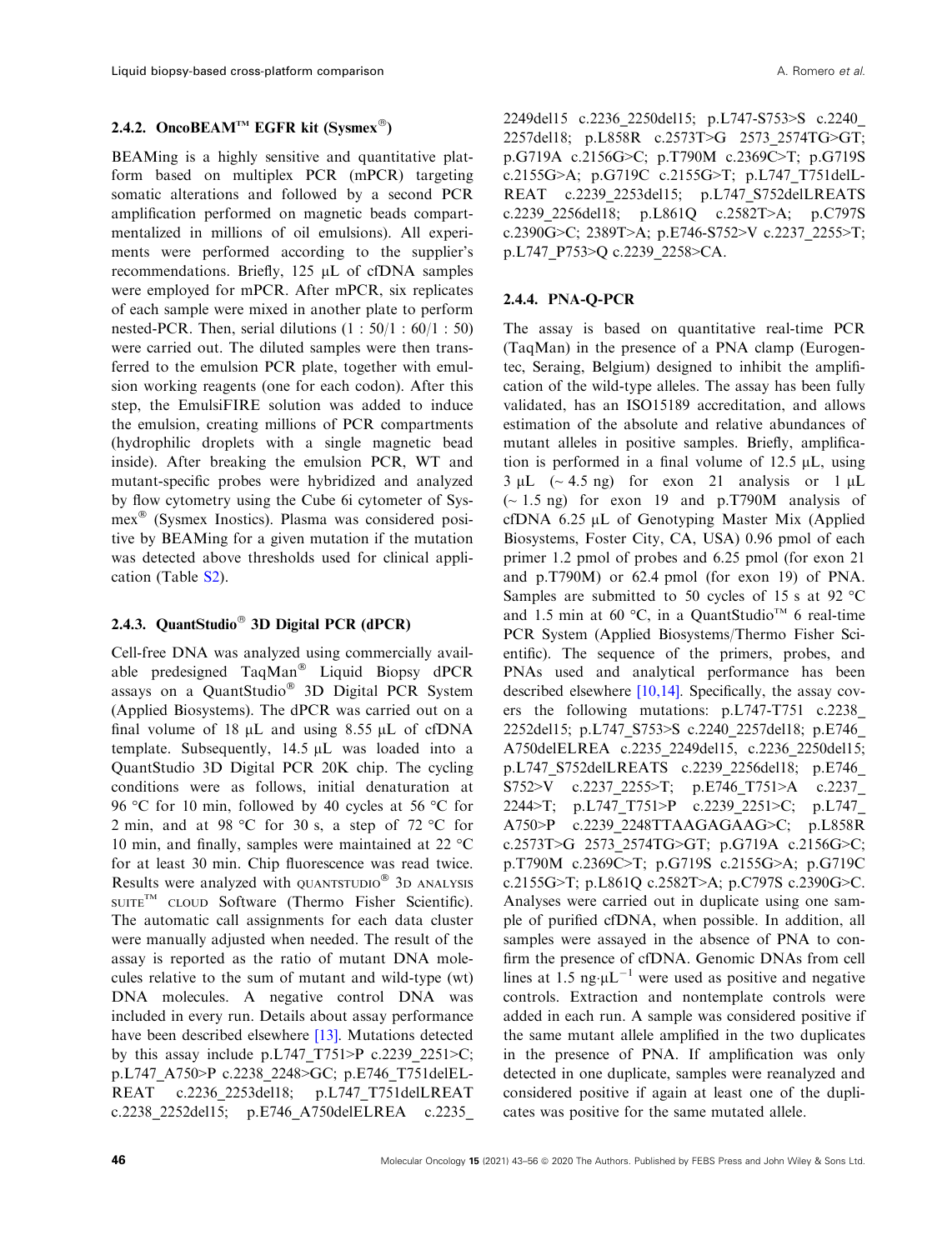### 2.4.2. OncoBEAM™ EGFR kit (Sysmex®)

BEAMing is a highly sensitive and quantitative platform based on multiplex PCR (mPCR) targeting somatic alterations and followed by a second PCR amplification performed on magnetic beads compartmentalized in millions of oil emulsions). All experiments were performed according to the supplier's recommendations. Briefly, 125 μL of cfDNA samples were employed for mPCR. After mPCR, six replicates of each sample were mixed in another plate to perform nested-PCR. Then, serial dilutions (1 : 50/1 : 60/1 : 50) were carried out. The diluted samples were then transferred to the emulsion PCR plate, together with emulsion working reagents (one for each codon). After this step, the EmulsiFIRE solution was added to induce the emulsion, creating millions of PCR compartments (hydrophilic droplets with a single magnetic bead inside). After breaking the emulsion PCR, WT and mutant-specific probes were hybridized and analyzed by flow cytometry using the Cube 6i cytometer of Sysmex® (Sysmex Inostics). Plasma was considered positive by BEAMing for a given mutation if the mutation was detected above thresholds used for clinical application (Table S2).

### 2.4.3. QuantStudio® 3D Digital PCR (dPCR)

Cell-free DNA was analyzed using commercially available predesigned TaqMan® Liquid Biopsy dPCR assays on a QuantStudio® 3D Digital PCR System (Applied Biosystems). The dPCR was carried out on a final volume of 18 μL and using 8.55 μL of cfDNA template. Subsequently, 14.5 μL was loaded into a QuantStudio 3D Digital PCR 20K chip. The cycling conditions were as follows, initial denaturation at 96 °C for 10 min, followed by 40 cycles at 56 °C for 2 min, and at 98 °C for 30 s, a step of 72 °C for 10 min, and finally, samples were maintained at 22 °C for at least 30 min. Chip fluorescence was read twice. Results were analyzed with QUANTSTUDIO® 3D ANALYSIS SUITE™ CLOUD Software (Thermo Fisher Scientific). The automatic call assignments for each data cluster were manually adjusted when needed. The result of the assay is reported as the ratio of mutant DNA molecules relative to the sum of mutant and wild-type (wt) DNA molecules. A negative control DNA was included in every run. Details about assay performance have been described elsewhere [13]. Mutations detected by this assay include p.L747_T751>P c.2239_2251>C; p.L747_A750>P c.2238_2248>GC; p.E746_T751delELREAT c.2236_2253del18; p.L747_T751delLREAT c.2238_2252del15; p.E746_A750delELREA c.2235_2249del15 c.2236_2250del15; p.L747-S753>S c.2240_2257del18; p.L858R c.2573T>G 2573_2574TG>GT; p.G719A c.2156G>C; p.T790M c.2369C>T; p.G719S c.2155G>A; p.G719C c.2155G>T; p.L747_T751delLREAT c.2239_2253del15; p.L747_S752delLREATS c.2239_2256del18; p.L861Q c.2582T>A; p.C797S c.2390G>C; 2389T>A; p.E746-S752>V c.2237_2255>T; p.L747_P753>Q c.2239_2258>CA.

### 2.4.4. PNA-Q-PCR

The assay is based on quantitative real-time PCR (TaqMan) in the presence of a PNA clamp (Eurogentec, Seraing, Belgium) designed to inhibit the amplification of the wild-type alleles. The assay has been fully validated, has an ISO15189 accreditation, and allows estimation of the absolute and relative abundances of mutant alleles in positive samples. Briefly, amplification is performed in a final volume of 12.5 μL, using 3 μL (~ 4.5 ng) for exon 21 analysis or 1 μL (~ 1.5 ng) for exon 19 and p.T790M analysis of cfDNA 6.25 μL of Genotyping Master Mix (Applied Biosystems, Foster City, CA, USA) 0.96 pmol of each primer 1.2 pmol of probes and 6.25 pmol (for exon 21 and p.T790M) or 62.4 pmol (for exon 19) of PNA. Samples are submitted to 50 cycles of 15 s at 92 °C and 1.5 min at 60 °C, in a QuantStudio™ 6 real-time PCR System (Applied Biosystems/Thermo Fisher Scientific). The sequence of the primers, probes, and PNAs used and analytical performance has been described elsewhere [10,14]. Specifically, the assay covers the following mutations: p.L747-T751 c.2238_2252del15; p.L747_S753>S c.2240_2257del18; p.E746_A750delELREA c.2235_2249del15, c.2236_2250del15; p.L747_S752delLREATS c.2239_2256del18; p.E746_S752>V c.2237_2255>T; p.E746_T751>A c.2237_2244>T; p.L747_T751>P c.2239_2251>C; p.L747_A750>P c.2239_2248TTAAGAGAAG>C; p.L858R c.2573T>G 2573_2574TG>GT; p.G719A c.2156G>C; p.T790M c.2369C>T; p.G719S c.2155G>A; p.G719C c.2155G>T; p.L861Q c.2582T>A; p.C797S c.2390G>C. Analyses were carried out in duplicate using one sample of purified cfDNA, when possible. In addition, all samples were assayed in the absence of PNA to confirm the presence of cfDNA. Genomic DNAs from cell lines at 1.5 ng·μL$^{-1}$ were used as positive and negative controls. Extraction and nontemplate controls were added in each run. A sample was considered positive if the same mutant allele amplified in the two duplicates in the presence of PNA. If amplification was only detected in one duplicate, samples were reanalyzed and considered positive if again at least one of the duplicates was positive for the same mutated allele.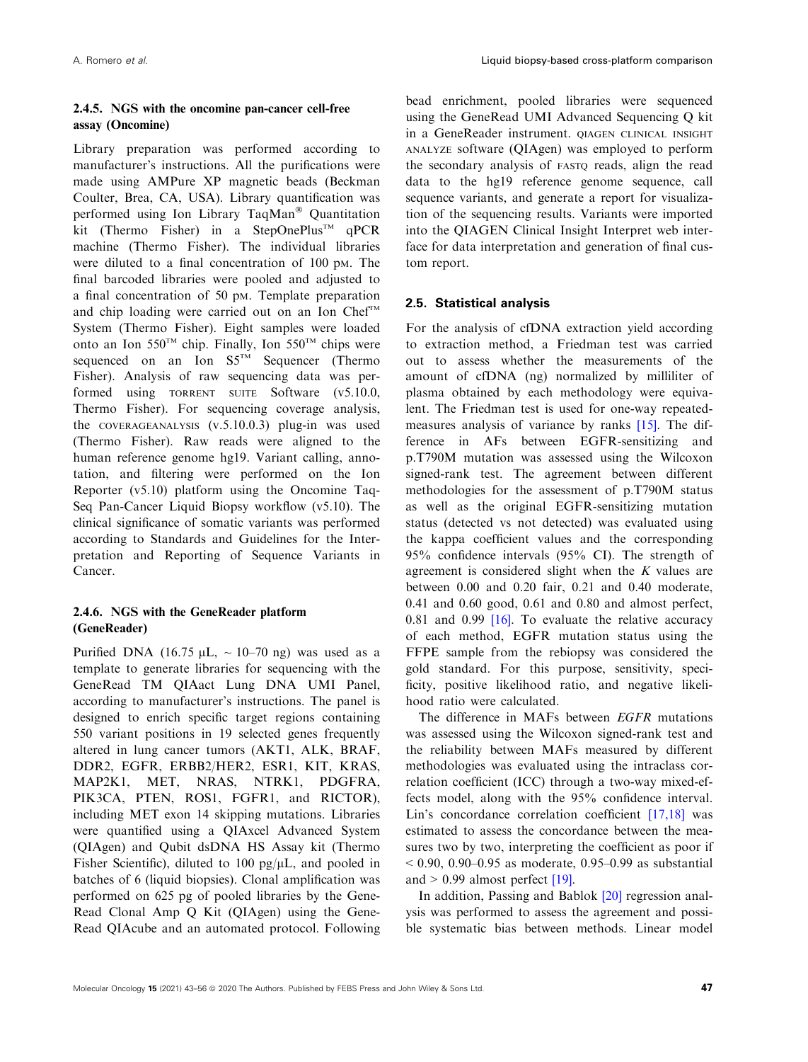### 2.4.5. NGS with the oncomine pan-cancer cell-free assay (Oncomine)

Library preparation was performed according to manufacturer's instructions. All the purifications were made using AMPure XP magnetic beads (Beckman Coulter, Brea, CA, USA). Library quantification was performed using Ion Library TaqMan® Quantitation kit (Thermo Fisher) in a StepOnePlus™ qPCR machine (Thermo Fisher). The individual libraries were diluted to a final concentration of 100 pM. The final barcoded libraries were pooled and adjusted to a final concentration of 50 pM. Template preparation and chip loading were carried out on an Ion Chef™ System (Thermo Fisher). Eight samples were loaded onto an Ion 550™ chip. Finally, Ion 550™ chips were sequenced on an Ion S5™ Sequencer (Thermo Fisher). Analysis of raw sequencing data was performed using TORRENT SUITE Software (v5.10.0, Thermo Fisher). For sequencing coverage analysis, the COVERAGEANALYSIS (v.5.10.0.3) plug-in was used (Thermo Fisher). Raw reads were aligned to the human reference genome hg19. Variant calling, annotation, and filtering were performed on the Ion Reporter (v5.10) platform using the Oncomine Taq-Seq Pan-Cancer Liquid Biopsy workflow (v5.10). The clinical significance of somatic variants was performed according to Standards and Guidelines for the Interpretation and Reporting of Sequence Variants in Cancer.

### 2.4.6. NGS with the GeneReader platform (GeneReader)

Purified DNA (16.75 µL, ~ 10–70 ng) was used as a template to generate libraries for sequencing with the GeneRead TM QIAact Lung DNA UMI Panel, according to manufacturer's instructions. The panel is designed to enrich specific target regions containing 550 variant positions in 19 selected genes frequently altered in lung cancer tumors (AKT1, ALK, BRAF, DDR2, EGFR, ERBB2/HER2, ESR1, KIT, KRAS, MAP2K1, MET, NRAS, NTRK1, PDGFRA, PIK3CA, PTEN, ROS1, FGFR1, and RICTOR), including MET exon 14 skipping mutations. Libraries were quantified using a QIAxcel Advanced System (QIAgen) and Qubit dsDNA HS Assay kit (Thermo Fisher Scientific), diluted to 100 pg/µL, and pooled in batches of 6 (liquid biopsies). Clonal amplification was performed on 625 pg of pooled libraries by the GeneRead Clonal Amp Q Kit (QIAgen) using the GeneRead QIAcube and an automated protocol. Following bead enrichment, pooled libraries were sequenced using the GeneRead UMI Advanced Sequencing Q kit in a GeneReader instrument. QIAGEN CLINICAL INSIGHT ANALYZE software (QIAgen) was employed to perform the secondary analysis of FASTQ reads, align the read data to the hg19 reference genome sequence, call sequence variants, and generate a report for visualization of the sequencing results. Variants were imported into the QIAGEN Clinical Insight Interpret web interface for data interpretation and generation of final custom report.

## 2.5. Statistical analysis

For the analysis of cfDNA extraction yield according to extraction method, a Friedman test was carried out to assess whether the measurements of the amount of cfDNA (ng) normalized by milliliter of plasma obtained by each methodology were equivalent. The Friedman test is used for one-way repeated-measures analysis of variance by ranks [15]. The difference between EGFR-sensitizing and p.T790M mutation was assessed using the Wilcoxon signed-rank test. The agreement between different methodologies for the assessment of p.T790M status as well as the original EGFR-sensitizing mutation status (detected vs not detected) was evaluated using the kappa coefficient values and the corresponding 95% confidence intervals (95% CI). The strength of agreement is considered slight when the $K$ values are between 0.00 and 0.20 fair, 0.21 and 0.40 moderate, 0.41 and 0.60 good, 0.61 and 0.80 and almost perfect, 0.81 and 0.99 [16]. To evaluate the relative accuracy of each method, EGFR mutation status using the FFPE sample from the rebiopsy was considered the gold standard. For this purpose, sensitivity, specificity, positive likelihood ratio, and negative likelihood ratio were calculated.

The difference in MAFs between *EGFR* mutations was assessed using the Wilcoxon signed-rank test and the reliability between MAFs measured by different methodologies was evaluated using the intraclass correlation coefficient (ICC) through a two-way mixed-effects model, along with the 95% confidence interval. Lin's concordance correlation coefficient [17,18] was estimated to assess the concordance between the measures two by two, interpreting the coefficient as poor if $< 0.90$, 0.90–0.95 as moderate, 0.95–0.99 as substantial and $> 0.99$ almost perfect [19].

In addition, Passing and Bablok [20] regression analysis was performed to assess the agreement and possible systematic bias between methods. Linear model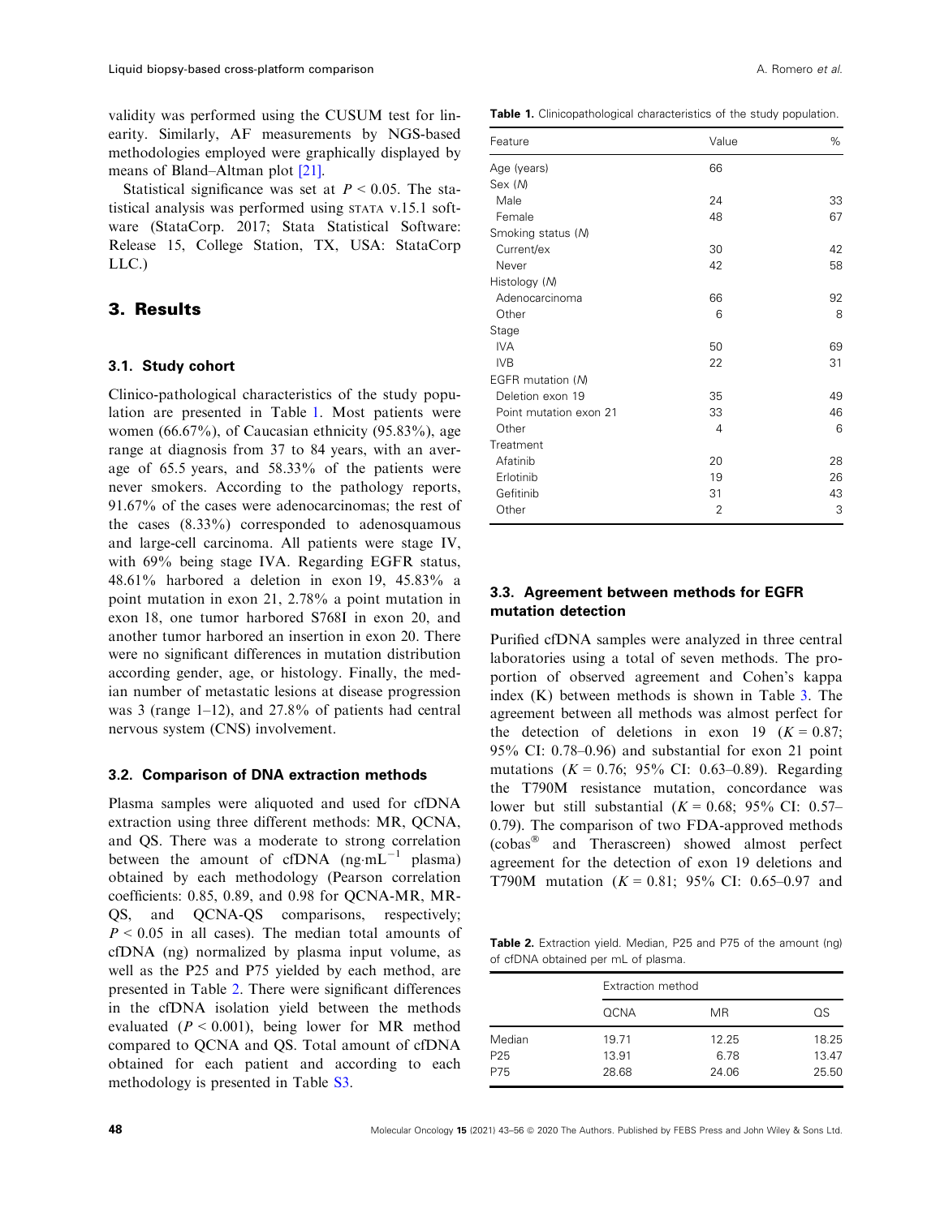validity was performed using the CUSUM test for linearity. Similarly, AF measurements by NGS-based methodologies employed were graphically displayed by means of Bland–Altman plot [21].

Statistical significance was set at $P < 0.05$. The statistical analysis was performed using STATA v.15.1 software (StataCorp. 2017; Stata Statistical Software: Release 15, College Station, TX, USA: StataCorp LLC.)

## 3. Results

### 3.1. Study cohort

Clinico-pathological characteristics of the study population are presented in Table 1. Most patients were women (66.67%), of Caucasian ethnicity (95.83%), age range at diagnosis from 37 to 84 years, with an average of 65.5 years, and 58.33% of the patients were never smokers. According to the pathology reports, 91.67% of the cases were adenocarcinomas; the rest of the cases (8.33%) corresponded to adenosquamous and large-cell carcinoma. All patients were stage IV, with 69% being stage IVA. Regarding EGFR status, 48.61% harbored a deletion in exon 19, 45.83% a point mutation in exon 21, 2.78% a point mutation in exon 18, one tumor harbored S768I in exon 20, and another tumor harbored an insertion in exon 20. There were no significant differences in mutation distribution according gender, age, or histology. Finally, the median number of metastatic lesions at disease progression was 3 (range 1–12), and 27.8% of patients had central nervous system (CNS) involvement.

### 3.2. Comparison of DNA extraction methods

Plasma samples were aliquoted and used for cfDNA extraction using three different methods: MR, QCNA, and QS. There was a moderate to strong correlation between the amount of cfDNA ($ng \cdot mL^{-1}$ plasma) obtained by each methodology (Pearson correlation coefficients: 0.85, 0.89, and 0.98 for QCNA-MR, MR-QS, and QCNA-QS comparisons, respectively; $P < 0.05$ in all cases). The median total amounts of cfDNA (ng) normalized by plasma input volume, as well as the P25 and P75 yielded by each method, are presented in Table 2. There were significant differences in the cfDNA isolation yield between the methods evaluated ($P < 0.001$), being lower for MR method compared to QCNA and QS. Total amount of cfDNA obtained for each patient and according to each methodology is presented in Table S3.

**Table 1.** Clinicopathological characteristics of the study population.

| Feature | Value | % |
|---|---|---|
| Age (years) | 66 | |
| Sex (*N*) | | |
| Male | 24 | 33 |
| Female | 48 | 67 |
| Smoking status (*N*) | | |
| Current/ex | 30 | 42 |
| Never | 42 | 58 |
| Histology (*N*) | | |
| Adenocarcinoma | 66 | 92 |
| Other | 6 | 8 |
| Stage | | |
| IVA | 50 | 69 |
| IVB | 22 | 31 |
| EGFR mutation (*N*) | | |
| Deletion exon 19 | 35 | 49 |
| Point mutation exon 21 | 33 | 46 |
| Other | 4 | 6 |
| Treatment | | |
| Afatinib | 20 | 28 |
| Erlotinib | 19 | 26 |
| Gefitinib | 31 | 43 |
| Other | 2 | 3 |

### 3.3. Agreement between methods for EGFR mutation detection

Purified cfDNA samples were analyzed in three central laboratories using a total of seven methods. The proportion of observed agreement and Cohen's kappa index (K) between methods is shown in Table 3. The agreement between all methods was almost perfect for the detection of deletions in exon 19 ($K = 0.87$; 95% CI: 0.78–0.96) and substantial for exon 21 point mutations ($K = 0.76$; 95% CI: 0.63–0.89). Regarding the T790M resistance mutation, concordance was lower but still substantial ($K = 0.68$; 95% CI: 0.57–0.79). The comparison of two FDA-approved methods (cobas® and Therascreen) showed almost perfect agreement for the detection of exon 19 deletions and T790M mutation ($K = 0.81$; 95% CI: 0.65–0.97 and

**Table 2.** Extraction yield. Median, P25 and P75 of the amount (ng) of cfDNA obtained per mL of plasma.

| | Extraction method | | |
|---|---|---|---|
| | QCNA | MR | QS |
| Median | 19.71 | 12.25 | 18.25 |
| P25 | 13.91 | 6.78 | 13.47 |
| P75 | 28.68 | 24.06 | 25.50 |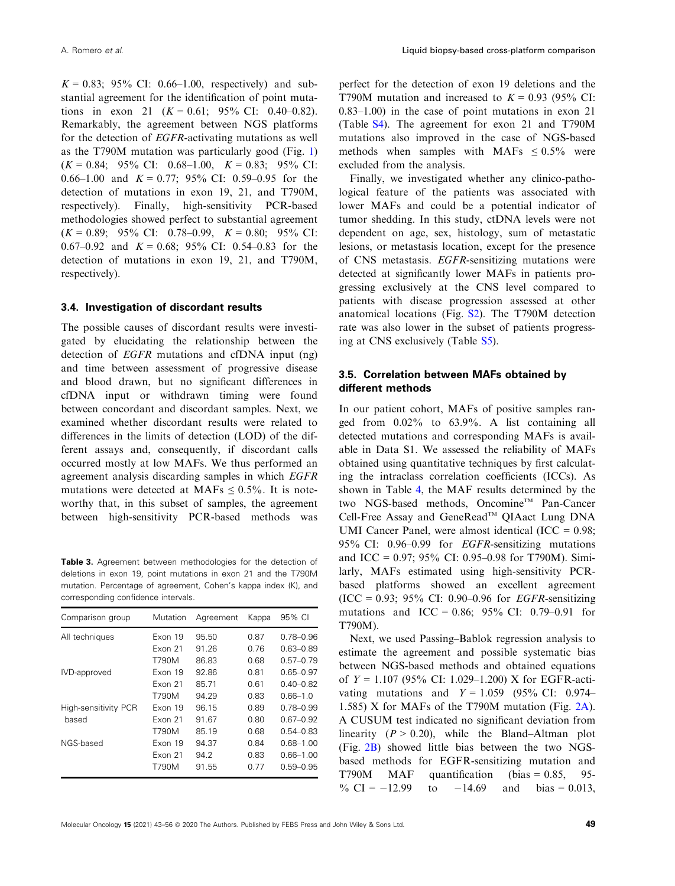$K = 0.83$; 95% CI: 0.66–1.00, respectively) and substantial agreement for the identification of point mutations in exon 21 ($K = 0.61$; 95% CI: 0.40–0.82). Remarkably, the agreement between NGS platforms for the detection of *EGFR*-activating mutations as well as the T790M mutation was particularly good (Fig. 1) ($K = 0.84$; 95% CI: 0.68–1.00, $K = 0.83$; 95% CI: 0.66–1.00 and $K = 0.77$; 95% CI: 0.59–0.95 for the detection of mutations in exon 19, 21, and T790M, respectively). Finally, high-sensitivity PCR-based methodologies showed perfect to substantial agreement ($K = 0.89$; 95% CI: 0.78–0.99, $K = 0.80$; 95% CI: 0.67–0.92 and $K = 0.68$; 95% CI: 0.54–0.83 for the detection of mutations in exon 19, 21, and T790M, respectively).

### 3.4. Investigation of discordant results

The possible causes of discordant results were investigated by elucidating the relationship between the detection of *EGFR* mutations and cfDNA input (ng) and time between assessment of progressive disease and blood drawn, but no significant differences in cfDNA input or withdrawn timing were found between concordant and discordant samples. Next, we examined whether discordant results were related to differences in the limits of detection (LOD) of the different assays and, consequently, if discordant calls occurred mostly at low MAFs. We thus performed an agreement analysis discarding samples in which *EGFR* mutations were detected at MAFs ≤ 0.5%. It is noteworthy that, in this subset of samples, the agreement between high-sensitivity PCR-based methods was perfect for the detection of exon 19 deletions and the T790M mutation and increased to $K = 0.93$ (95% CI: 0.83–1.00) in the case of point mutations in exon 21 (Table S4). The agreement for exon 21 and T790M mutations also improved in the case of NGS-based methods when samples with MAFs ≤ 0.5% were excluded from the analysis.

Finally, we investigated whether any clinico-pathological feature of the patients was associated with lower MAFs and could be a potential indicator of tumor shedding. In this study, ctDNA levels were not dependent on age, sex, histology, sum of metastatic lesions, or metastasis location, except for the presence of CNS metastasis. *EGFR*-sensitizing mutations were detected at significantly lower MAFs in patients progressing exclusively at the CNS level compared to patients with disease progression assessed at other anatomical locations (Fig. S2). The T790M detection rate was also lower in the subset of patients progressing at CNS exclusively (Table S5).

**Table 3.** Agreement between methodologies for the detection of deletions in exon 19, point mutations in exon 21 and the T790M mutation. Percentage of agreement, Cohen's kappa index (K), and corresponding confidence intervals.

| Comparison group | Mutation | Agreement | Kappa | 95% CI |
|---|---|---|---|---|
| All techniques | Exon 19 | 95.50 | 0.87 | 0.78–0.96 |
| | Exon 21 | 91.26 | 0.76 | 0.63–0.89 |
| | T790M | 86.83 | 0.68 | 0.57–0.79 |
| IVD-approved | Exon 19 | 92.86 | 0.81 | 0.65–0.97 |
| | Exon 21 | 85.71 | 0.61 | 0.40–0.82 |
| | T790M | 94.29 | 0.83 | 0.66–1.0 |
| High-sensitivity PCR based | Exon 19 | 96.15 | 0.89 | 0.78–0.99 |
| | Exon 21 | 91.67 | 0.80 | 0.67–0.92 |
| | T790M | 85.19 | 0.68 | 0.54–0.83 |
| NGS-based | Exon 19 | 94.37 | 0.84 | 0.68–1.00 |
| | Exon 21 | 94.2 | 0.83 | 0.66–1.00 |
| | T790M | 91.55 | 0.77 | 0.59–0.95 |

### 3.5. Correlation between MAFs obtained by different methods

In our patient cohort, MAFs of positive samples ranged from 0.02% to 63.9%. A list containing all detected mutations and corresponding MAFs is available in Data S1. We assessed the reliability of MAFs obtained using quantitative techniques by first calculating the intraclass correlation coefficients (ICCs). As shown in Table 4, the MAF results determined by the two NGS-based methods, Oncomine™ Pan-Cancer Cell-Free Assay and GeneRead™ QIAact Lung DNA UMI Cancer Panel, were almost identical (ICC = 0.98; 95% CI: 0.96–0.99 for *EGFR*-sensitizing mutations and ICC = 0.97; 95% CI: 0.95–0.98 for T790M). Similarly, MAFs estimated using high-sensitivity PCR-based platforms showed an excellent agreement (ICC = 0.93; 95% CI: 0.90–0.96 for *EGFR*-sensitizing mutations and ICC = 0.86; 95% CI: 0.79–0.91 for T790M).

Next, we used Passing–Bablok regression analysis to estimate the agreement and possible systematic bias between NGS-based methods and obtained equations of $Y = 1.107$ (95% CI: 1.029–1.200) X for EGFR-activating mutations and $Y = 1.059$ (95% CI: 0.974–1.585) X for MAFs of the T790M mutation (Fig. 2A). A CUSUM test indicated no significant deviation from linearity ($P > 0.20$), while the Bland–Altman plot (Fig. 2B) showed little bias between the two NGS-based methods for EGFR-sensitizing mutation and T790M MAF quantification (bias = 0.85, 95-% CI = −12.99 to −14.69 and bias = 0.013,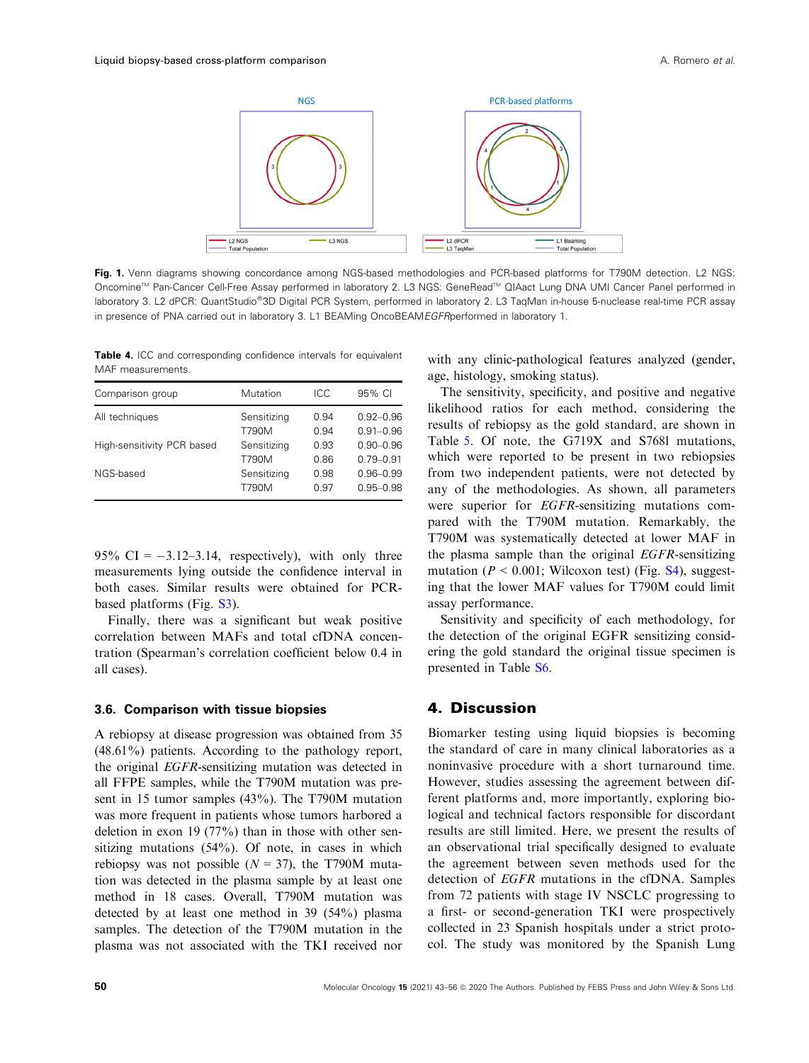NGS

PCR-based platforms

L2 NGS — L3 NGS — Total Population

L2 dPCR — L1 Beaming — L3 TaqMan — Total Population

**Fig. 1.** Venn diagrams showing concordance among NGS-based methodologies and PCR-based platforms for T790M detection. L2 NGS: Oncomine™ Pan-Cancer Cell-Free Assay performed in laboratory 2. L3 NGS: GeneRead™ QIAact Lung DNA UMI Cancer Panel performed in laboratory 3. L2 dPCR: QuantStudio®3D Digital PCR System, performed in laboratory 2. L3 TaqMan in-house 5-nuclease real-time PCR assay in presence of PNA carried out in laboratory 3. L1 BEAMing OncoBEAM*EGFR*performed in laboratory 1.

**Table 4.** ICC and corresponding confidence intervals for equivalent MAF measurements.

| Comparison group | Mutation | ICC | 95% CI |
|---|---|---|---|
| All techniques | Sensitizing | 0.94 | 0.92–0.96 |
| | T790M | 0.94 | 0.91–0.96 |
| High-sensitivity PCR based | Sensitizing | 0.93 | 0.90–0.96 |
| | T790M | 0.86 | 0.79–0.91 |
| NGS-based | Sensitizing | 0.98 | 0.96–0.99 |
| | T790M | 0.97 | 0.95–0.98 |

95% CI = −3.12–3.14, respectively), with only three measurements lying outside the confidence interval in both cases. Similar results were obtained for PCR-based platforms (Fig. S3).

Finally, there was a significant but weak positive correlation between MAFs and total cfDNA concentration (Spearman's correlation coefficient below 0.4 in all cases).

### 3.6. Comparison with tissue biopsies

A rebiopsy at disease progression was obtained from 35 (48.61%) patients. According to the pathology report, the original *EGFR*-sensitizing mutation was detected in all FFPE samples, while the T790M mutation was present in 15 tumor samples (43%). The T790M mutation was more frequent in patients whose tumors harbored a deletion in exon 19 (77%) than in those with other sensitizing mutations (54%). Of note, in cases in which rebiopsy was not possible ($N$ = 37), the T790M mutation was detected in the plasma sample by at least one method in 18 cases. Overall, T790M mutation was detected by at least one method in 39 (54%) plasma samples. The detection of the T790M mutation in the plasma was not associated with the TKI received nor with any clinic-pathological features analyzed (gender, age, histology, smoking status).

The sensitivity, specificity, and positive and negative likelihood ratios for each method, considering the results of rebiopsy as the gold standard, are shown in Table 5. Of note, the G719X and S768I mutations, which were reported to be present in two rebiopsies from two independent patients, were not detected by any of the methodologies. As shown, all parameters were superior for *EGFR*-sensitizing mutations compared with the T790M mutation. Remarkably, the T790M was systematically detected at lower MAF in the plasma sample than the original *EGFR*-sensitizing mutation ($P$ < 0.001; Wilcoxon test) (Fig. S4), suggesting that the lower MAF values for T790M could limit assay performance.

Sensitivity and specificity of each methodology, for the detection of the original EGFR sensitizing considering the gold standard the original tissue specimen is presented in Table S6.

## 4. Discussion

Biomarker testing using liquid biopsies is becoming the standard of care in many clinical laboratories as a noninvasive procedure with a short turnaround time. However, studies assessing the agreement between different platforms and, more importantly, exploring biological and technical factors responsible for discordant results are still limited. Here, we present the results of an observational trial specifically designed to evaluate the agreement between seven methods used for the detection of *EGFR* mutations in the cfDNA. Samples from 72 patients with stage IV NSCLC progressing to a first- or second-generation TKI were prospectively collected in 23 Spanish hospitals under a strict protocol. The study was monitored by the Spanish Lung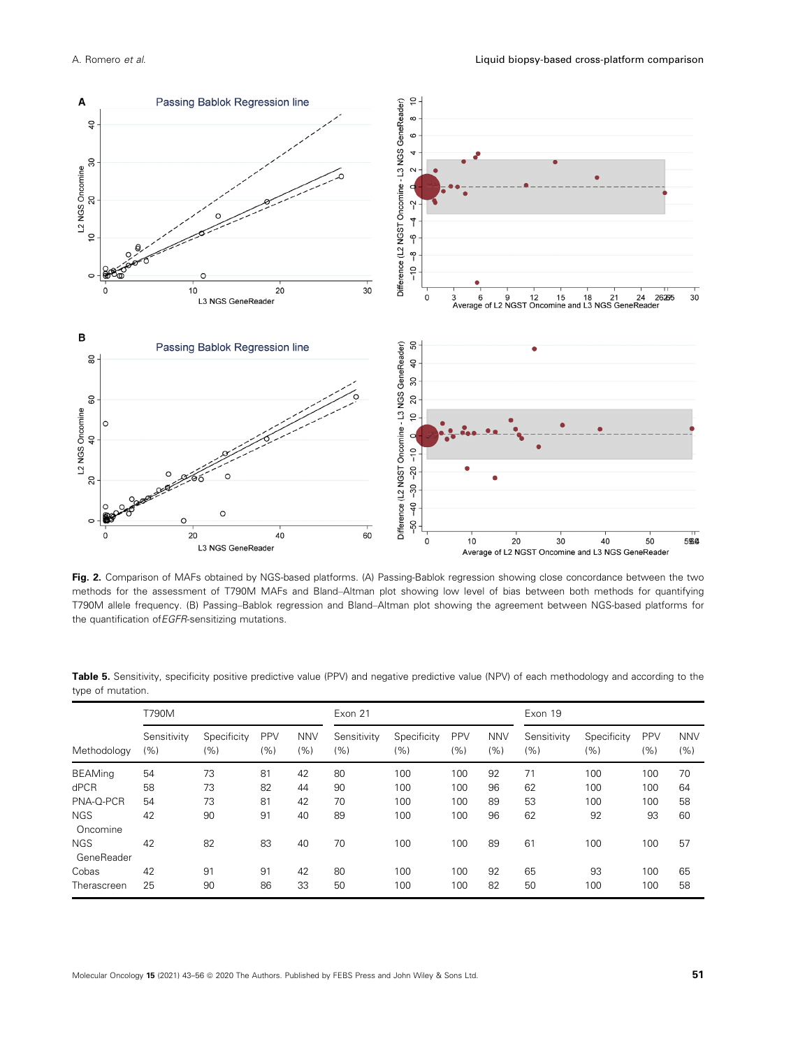**Fig. 2.** Comparison of MAFs obtained by NGS-based platforms. (A) Passing-Bablok regression showing close concordance between the two methods for the assessment of T790M MAFs and Bland–Altman plot showing low level of bias between both methods for quantifying T790M allele frequency. (B) Passing–Bablok regression and Bland–Altman plot showing the agreement between NGS-based platforms for the quantification of *EGFR*-sensitizing mutations.

**Table 5.** Sensitivity, specificity positive predictive value (PPV) and negative predictive value (NPV) of each methodology and according to the type of mutation.

| Methodology | T790M | | | | Exon 21 | | | | Exon 19 | | | |
|---|---|---|---|---|---|---|---|---|---|---|---|---|
| | Sensitivity (%) | Specificity (%) | PPV (%) | NNV (%) | Sensitivity (%) | Specificity (%) | PPV (%) | NNV (%) | Sensitivity (%) | Specificity (%) | PPV (%) | NNV (%) |
| BEAMing | 54 | 73 | 81 | 42 | 80 | 100 | 100 | 92 | 71 | 100 | 100 | 70 |
| dPCR | 58 | 73 | 82 | 44 | 90 | 100 | 100 | 96 | 62 | 100 | 100 | 64 |
| PNA-Q-PCR | 54 | 73 | 81 | 42 | 70 | 100 | 100 | 89 | 53 | 100 | 100 | 58 |
| NGS Oncomine | 42 | 90 | 91 | 40 | 89 | 100 | 100 | 96 | 62 | 92 | 93 | 60 |
| NGS GeneReader | 42 | 82 | 83 | 40 | 70 | 100 | 100 | 89 | 61 | 100 | 100 | 57 |
| Cobas | 42 | 91 | 91 | 42 | 80 | 100 | 100 | 92 | 65 | 93 | 100 | 65 |
| Therascreen | 25 | 90 | 86 | 33 | 50 | 100 | 100 | 82 | 50 | 100 | 100 | 58 |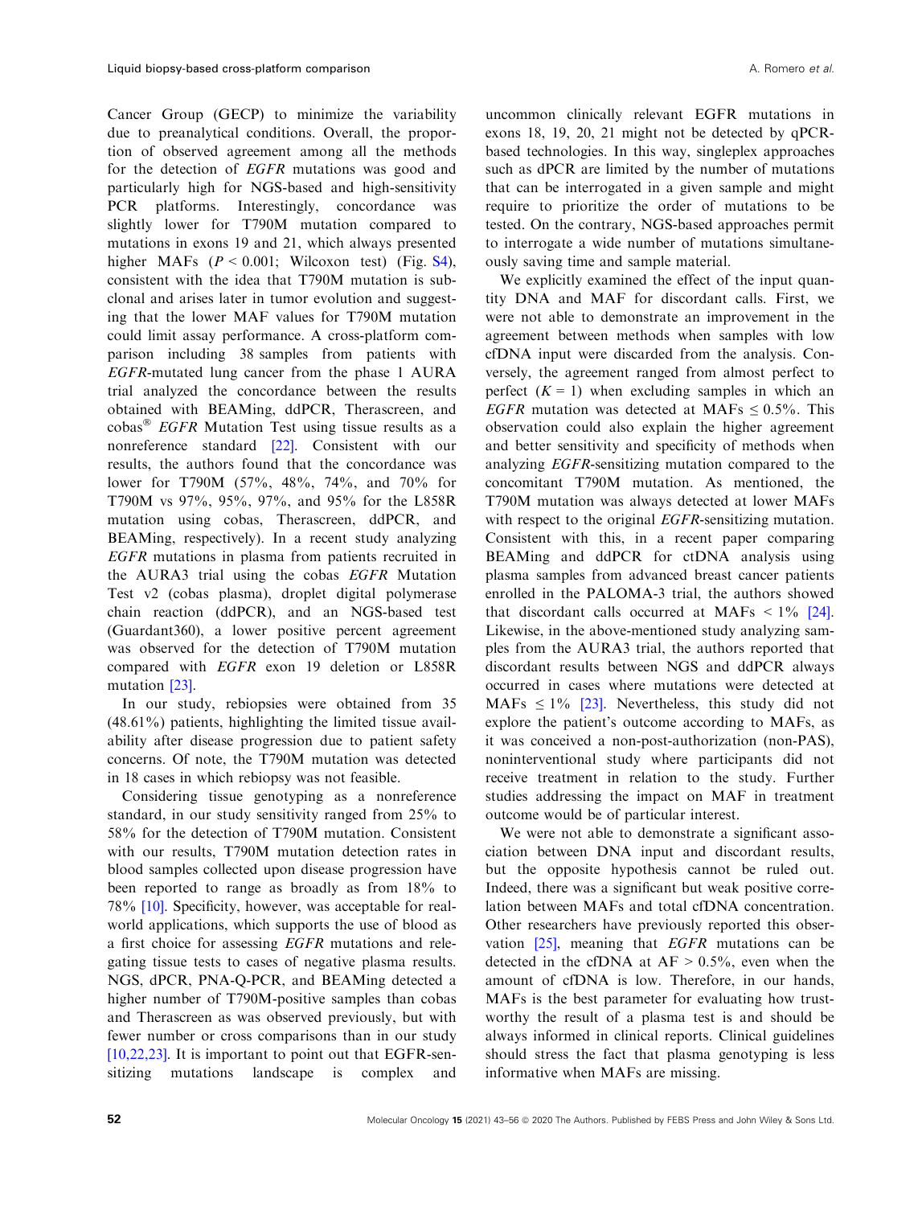Cancer Group (GECP) to minimize the variability due to preanalytical conditions. Overall, the proportion of observed agreement among all the methods for the detection of *EGFR* mutations was good and particularly high for NGS-based and high-sensitivity PCR platforms. Interestingly, concordance was slightly lower for T790M mutation compared to mutations in exons 19 and 21, which always presented higher MAFs ($P < 0.001$; Wilcoxon test) (Fig. S4), consistent with the idea that T790M mutation is subclonal and arises later in tumor evolution and suggesting that the lower MAF values for T790M mutation could limit assay performance. A cross-platform comparison including 38 samples from patients with *EGFR*-mutated lung cancer from the phase 1 AURA trial analyzed the concordance between the results obtained with BEAMing, ddPCR, Therascreen, and cobas® *EGFR* Mutation Test using tissue results as a nonreference standard [22]. Consistent with our results, the authors found that the concordance was lower for T790M (57%, 48%, 74%, and 70% for T790M vs 97%, 95%, 97%, and 95% for the L858R mutation using cobas, Therascreen, ddPCR, and BEAMing, respectively). In a recent study analyzing *EGFR* mutations in plasma from patients recruited in the AURA3 trial using the cobas *EGFR* Mutation Test v2 (cobas plasma), droplet digital polymerase chain reaction (ddPCR), and an NGS-based test (Guardant360), a lower positive percent agreement was observed for the detection of T790M mutation compared with *EGFR* exon 19 deletion or L858R mutation [23].

In our study, rebiopsies were obtained from 35 (48.61%) patients, highlighting the limited tissue availability after disease progression due to patient safety concerns. Of note, the T790M mutation was detected in 18 cases in which rebiopsy was not feasible.

Considering tissue genotyping as a nonreference standard, in our study sensitivity ranged from 25% to 58% for the detection of T790M mutation. Consistent with our results, T790M mutation detection rates in blood samples collected upon disease progression have been reported to range as broadly as from 18% to 78% [10]. Specificity, however, was acceptable for real-world applications, which supports the use of blood as a first choice for assessing *EGFR* mutations and relegating tissue tests to cases of negative plasma results. NGS, dPCR, PNA-Q-PCR, and BEAMing detected a higher number of T790M-positive samples than cobas and Therascreen as was observed previously, but with fewer number or cross comparisons than in our study [10,22,23]. It is important to point out that EGFR-sensitizing mutations landscape is complex and uncommon clinically relevant EGFR mutations in exons 18, 19, 20, 21 might not be detected by qPCR-based technologies. In this way, singleplex approaches such as dPCR are limited by the number of mutations that can be interrogated in a given sample and might require to prioritize the order of mutations to be tested. On the contrary, NGS-based approaches permit to interrogate a wide number of mutations simultaneously saving time and sample material.

We explicitly examined the effect of the input quantity DNA and MAF for discordant calls. First, we were not able to demonstrate an improvement in the agreement between methods when samples with low cfDNA input were discarded from the analysis. Conversely, the agreement ranged from almost perfect to perfect ($K = 1$) when excluding samples in which an *EGFR* mutation was detected at MAFs $\leq 0.5\%$. This observation could also explain the higher agreement and better sensitivity and specificity of methods when analyzing *EGFR*-sensitizing mutation compared to the concomitant T790M mutation. As mentioned, the T790M mutation was always detected at lower MAFs with respect to the original *EGFR*-sensitizing mutation. Consistent with this, in a recent paper comparing BEAMing and ddPCR for ctDNA analysis using plasma samples from advanced breast cancer patients enrolled in the PALOMA-3 trial, the authors showed that discordant calls occurred at MAFs $< 1\%$ [24]. Likewise, in the above-mentioned study analyzing samples from the AURA3 trial, the authors reported that discordant results between NGS and ddPCR always occurred in cases where mutations were detected at MAFs $\leq 1\%$ [23]. Nevertheless, this study did not explore the patient's outcome according to MAFs, as it was conceived a non-post-authorization (non-PAS), noninterventional study where participants did not receive treatment in relation to the study. Further studies addressing the impact on MAF in treatment outcome would be of particular interest.

We were not able to demonstrate a significant association between DNA input and discordant results, but the opposite hypothesis cannot be ruled out. Indeed, there was a significant but weak positive correlation between MAFs and total cfDNA concentration. Other researchers have previously reported this observation [25], meaning that *EGFR* mutations can be detected in the cfDNA at AF $> 0.5\%$, even when the amount of cfDNA is low. Therefore, in our hands, MAFs is the best parameter for evaluating how trustworthy the result of a plasma test is and should be always informed in clinical reports. Clinical guidelines should stress the fact that plasma genotyping is less informative when MAFs are missing.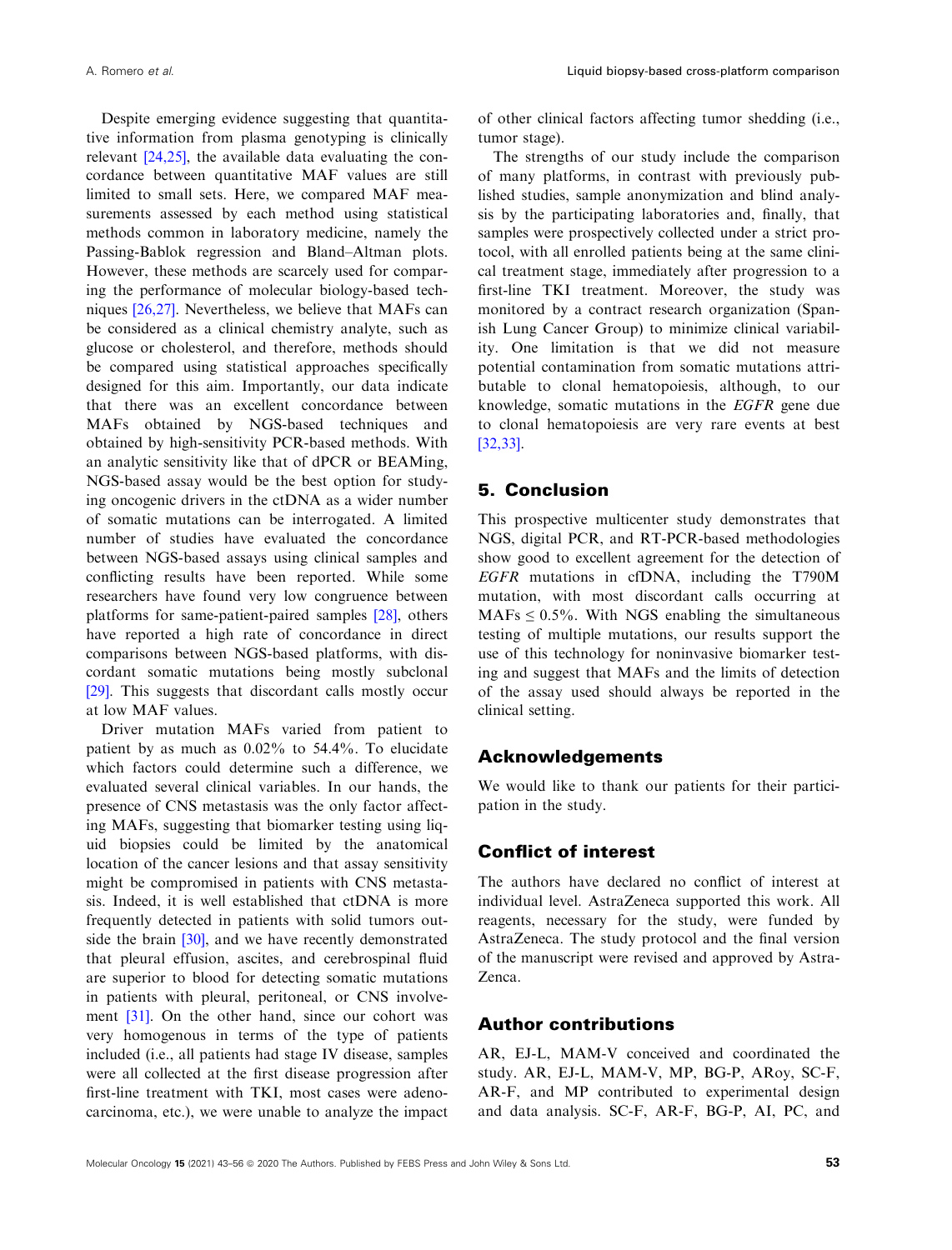Despite emerging evidence suggesting that quantitative information from plasma genotyping is clinically relevant [24,25], the available data evaluating the concordance between quantitative MAF values are still limited to small sets. Here, we compared MAF measurements assessed by each method using statistical methods common in laboratory medicine, namely the Passing-Bablok regression and Bland–Altman plots. However, these methods are scarcely used for comparing the performance of molecular biology-based techniques [26,27]. Nevertheless, we believe that MAFs can be considered as a clinical chemistry analyte, such as glucose or cholesterol, and therefore, methods should be compared using statistical approaches specifically designed for this aim. Importantly, our data indicate that there was an excellent concordance between MAFs obtained by NGS-based techniques and obtained by high-sensitivity PCR-based methods. With an analytic sensitivity like that of dPCR or BEAMing, NGS-based assay would be the best option for studying oncogenic drivers in the ctDNA as a wider number of somatic mutations can be interrogated. A limited number of studies have evaluated the concordance between NGS-based assays using clinical samples and conflicting results have been reported. While some researchers have found very low congruence between platforms for same-patient-paired samples [28], others have reported a high rate of concordance in direct comparisons between NGS-based platforms, with discordant somatic mutations being mostly subclonal [29]. This suggests that discordant calls mostly occur at low MAF values.

Driver mutation MAFs varied from patient to patient by as much as 0.02% to 54.4%. To elucidate which factors could determine such a difference, we evaluated several clinical variables. In our hands, the presence of CNS metastasis was the only factor affecting MAFs, suggesting that biomarker testing using liquid biopsies could be limited by the anatomical location of the cancer lesions and that assay sensitivity might be compromised in patients with CNS metastasis. Indeed, it is well established that ctDNA is more frequently detected in patients with solid tumors outside the brain [30], and we have recently demonstrated that pleural effusion, ascites, and cerebrospinal fluid are superior to blood for detecting somatic mutations in patients with pleural, peritoneal, or CNS involvement [31]. On the other hand, since our cohort was very homogenous in terms of the type of patients included (i.e., all patients had stage IV disease, samples were all collected at the first disease progression after first-line treatment with TKI, most cases were adenocarcinoma, etc.), we were unable to analyze the impact of other clinical factors affecting tumor shedding (i.e., tumor stage).

The strengths of our study include the comparison of many platforms, in contrast with previously published studies, sample anonymization and blind analysis by the participating laboratories and, finally, that samples were prospectively collected under a strict protocol, with all enrolled patients being at the same clinical treatment stage, immediately after progression to a first-line TKI treatment. Moreover, the study was monitored by a contract research organization (Spanish Lung Cancer Group) to minimize clinical variability. One limitation is that we did not measure potential contamination from somatic mutations attributable to clonal hematopoiesis, although, to our knowledge, somatic mutations in the *EGFR* gene due to clonal hematopoiesis are very rare events at best [32,33].

## 5. Conclusion

This prospective multicenter study demonstrates that NGS, digital PCR, and RT-PCR-based methodologies show good to excellent agreement for the detection of *EGFR* mutations in cfDNA, including the T790M mutation, with most discordant calls occurring at MAFs $\leq$ 0.5%. With NGS enabling the simultaneous testing of multiple mutations, our results support the use of this technology for noninvasive biomarker testing and suggest that MAFs and the limits of detection of the assay used should always be reported in the clinical setting.

## Acknowledgements

We would like to thank our patients for their participation in the study.

## Conflict of interest

The authors have declared no conflict of interest at individual level. AstraZeneca supported this work. All reagents, necessary for the study, were funded by AstraZeneca. The study protocol and the final version of the manuscript were revised and approved by AstraZenca.

## Author contributions

AR, EJ-L, MAM-V conceived and coordinated the study. AR, EJ-L, MAM-V, MP, BG-P, ARoy, SC-F, AR-F, and MP contributed to experimental design and data analysis. SC-F, AR-F, BG-P, AI, PC, and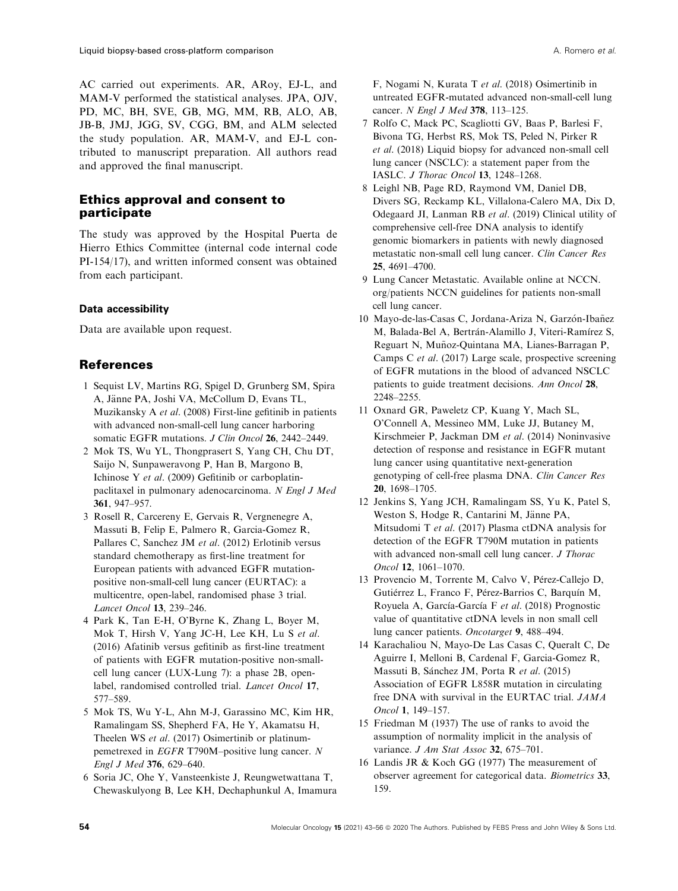AC carried out experiments. AR, ARoy, EJ-L, and MAM-V performed the statistical analyses. JPA, OJV, PD, MC, BH, SVE, GB, MG, MM, RB, ALO, AB, JB-B, JMJ, JGG, SV, CGG, BM, and ALM selected the study population. AR, MAM-V, and EJ-L contributed to manuscript preparation. All authors read and approved the final manuscript.

## Ethics approval and consent to participate

The study was approved by the Hospital Puerta de Hierro Ethics Committee (internal code internal code PI-154/17), and written informed consent was obtained from each participant.

### Data accessibility

Data are available upon request.

## References

1 Sequist LV, Martins RG, Spigel D, Grunberg SM, Spira A, Jänne PA, Joshi VA, McCollum D, Evans TL, Muzikansky A *et al*. (2008) First-line gefitinib in patients with advanced non-small-cell lung cancer harboring somatic EGFR mutations. *J Clin Oncol* **26**, 2442–2449.

2 Mok TS, Wu YL, Thongprasert S, Yang CH, Chu DT, Saijo N, Sunpaweravong P, Han B, Margono B, Ichinose Y *et al*. (2009) Gefitinib or carboplatin-paclitaxel in pulmonary adenocarcinoma. *N Engl J Med* **361**, 947–957.

3 Rosell R, Carcereny E, Gervais R, Vergnenegre A, Massuti B, Felip E, Palmero R, Garcia-Gomez R, Pallares C, Sanchez JM *et al*. (2012) Erlotinib versus standard chemotherapy as first-line treatment for European patients with advanced EGFR mutation-positive non-small-cell lung cancer (EURTAC): a multicentre, open-label, randomised phase 3 trial. *Lancet Oncol* **13**, 239–246.

4 Park K, Tan E-H, O'Byrne K, Zhang L, Boyer M, Mok T, Hirsh V, Yang JC-H, Lee KH, Lu S *et al*. (2016) Afatinib versus gefitinib as first-line treatment of patients with EGFR mutation-positive non-small-cell lung cancer (LUX-Lung 7): a phase 2B, open-label, randomised controlled trial. *Lancet Oncol* **17**, 577–589.

5 Mok TS, Wu Y-L, Ahn M-J, Garassino MC, Kim HR, Ramalingam SS, Shepherd FA, He Y, Akamatsu H, Theelen WS *et al*. (2017) Osimertinib or platinum-pemetrexed in *EGFR* T790M–positive lung cancer. *N Engl J Med* **376**, 629–640.

6 Soria JC, Ohe Y, Vansteenkiste J, Reungwetwattana T, Chewaskulyong B, Lee KH, Dechaphunkul A, Imamura F, Nogami N, Kurata T *et al*. (2018) Osimertinib in untreated EGFR-mutated advanced non-small-cell lung cancer. *N Engl J Med* **378**, 113–125.

7 Rolfo C, Mack PC, Scagliotti GV, Baas P, Barlesi F, Bivona TG, Herbst RS, Mok TS, Peled N, Pirker R *et al*. (2018) Liquid biopsy for advanced non-small cell lung cancer (NSCLC): a statement paper from the IASLC. *J Thorac Oncol* **13**, 1248–1268.

8 Leighl NB, Page RD, Raymond VM, Daniel DB, Divers SG, Reckamp KL, Villalona-Calero MA, Dix D, Odegaard JI, Lanman RB *et al*. (2019) Clinical utility of comprehensive cell-free DNA analysis to identify genomic biomarkers in patients with newly diagnosed metastatic non-small cell lung cancer. *Clin Cancer Res* **25**, 4691–4700.

9 Lung Cancer Metastatic. Available online at NCCN.org/patients NCCN guidelines for patients non-small cell lung cancer.

10 Mayo-de-las-Casas C, Jordana-Ariza N, Garzón-Ibañez M, Balada-Bel A, Bertrán-Alamillo J, Viteri-Ramírez S, Reguart N, Muñoz-Quintana MA, Lianes-Barragan P, Camps C *et al*. (2017) Large scale, prospective screening of EGFR mutations in the blood of advanced NSCLC patients to guide treatment decisions. *Ann Oncol* **28**, 2248–2255.

11 Oxnard GR, Paweletz CP, Kuang Y, Mach SL, O'Connell A, Messineo MM, Luke JJ, Butaney M, Kirschmeier P, Jackman DM *et al*. (2014) Noninvasive detection of response and resistance in EGFR mutant lung cancer using quantitative next-generation genotyping of cell-free plasma DNA. *Clin Cancer Res* **20**, 1698–1705.

12 Jenkins S, Yang JCH, Ramalingam SS, Yu K, Patel S, Weston S, Hodge R, Cantarini M, Jänne PA, Mitsudomi T *et al*. (2017) Plasma ctDNA analysis for detection of the EGFR T790M mutation in patients with advanced non small cell lung cancer. *J Thorac Oncol* **12**, 1061–1070.

13 Provencio M, Torrente M, Calvo V, Pérez-Callejo D, Gutiérrez L, Franco F, Pérez-Barrios C, Barquín M, Royuela A, García-García F *et al*. (2018) Prognostic value of quantitative ctDNA levels in non small cell lung cancer patients. *Oncotarget* **9**, 488–494.

14 Karachaliou N, Mayo-De Las Casas C, Queralt C, De Aguirre I, Melloni B, Cardenal F, Garcia-Gomez R, Massuti B, Sánchez JM, Porta R *et al*. (2015) Association of EGFR L858R mutation in circulating free DNA with survival in the EURTAC trial. *JAMA Oncol* **1**, 149–157.

15 Friedman M (1937) The use of ranks to avoid the assumption of normality implicit in the analysis of variance. *J Am Stat Assoc* **32**, 675–701.

16 Landis JR & Koch GG (1977) The measurement of observer agreement for categorical data. *Biometrics* **33**, 159.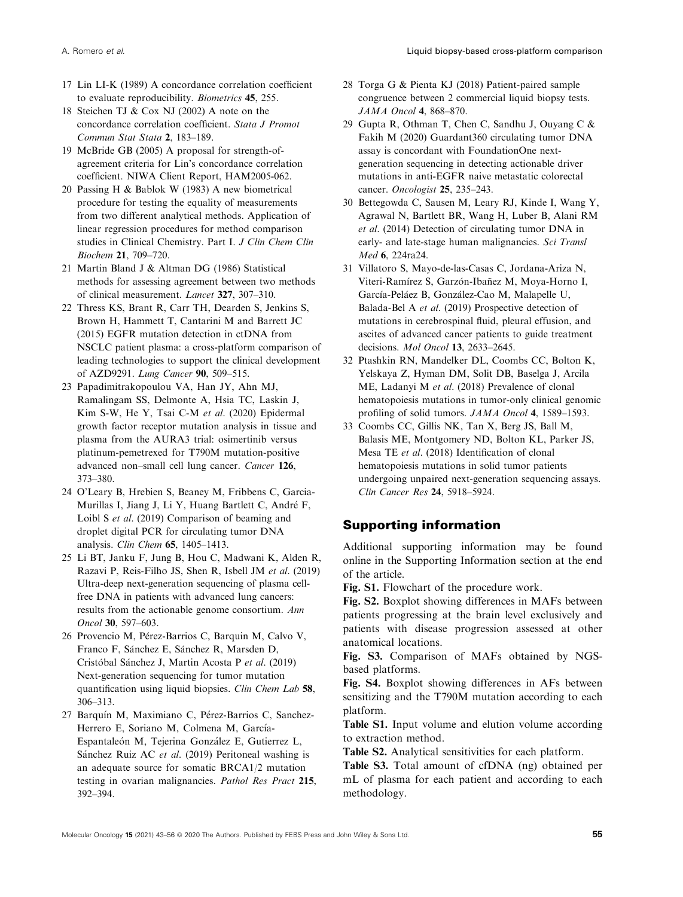17 Lin LI-K (1989) A concordance correlation coefficient to evaluate reproducibility. *Biometrics* **45**, 255.

18 Steichen TJ & Cox NJ (2002) A note on the concordance correlation coefficient. *Stata J Promot Commun Stat Stata* **2**, 183–189.

19 McBride GB (2005) A proposal for strength-of-agreement criteria for Lin's concordance correlation coefficient. NIWA Client Report, HAM2005-062.

20 Passing H & Bablok W (1983) A new biometrical procedure for testing the equality of measurements from two different analytical methods. Application of linear regression procedures for method comparison studies in Clinical Chemistry. Part I. *J Clin Chem Clin Biochem* **21**, 709–720.

21 Martin Bland J & Altman DG (1986) Statistical methods for assessing agreement between two methods of clinical measurement. *Lancet* **327**, 307–310.

22 Thress KS, Brant R, Carr TH, Dearden S, Jenkins S, Brown H, Hammett T, Cantarini M and Barrett JC (2015) EGFR mutation detection in ctDNA from NSCLC patient plasma: a cross-platform comparison of leading technologies to support the clinical development of AZD9291. *Lung Cancer* **90**, 509–515.

23 Papadimitrakopoulou VA, Han JY, Ahn MJ, Ramalingam SS, Delmonte A, Hsia TC, Laskin J, Kim S-W, He Y, Tsai C-M *et al*. (2020) Epidermal growth factor receptor mutation analysis in tissue and plasma from the AURA3 trial: osimertinib versus platinum-pemetrexed for T790M mutation-positive advanced non–small cell lung cancer. *Cancer* **126**, 373–380.

24 O'Leary B, Hrebien S, Beaney M, Fribbens C, Garcia-Murillas I, Jiang J, Li Y, Huang Bartlett C, André F, Loibl S *et al*. (2019) Comparison of beaming and droplet digital PCR for circulating tumor DNA analysis. *Clin Chem* **65**, 1405–1413.

25 Li BT, Janku F, Jung B, Hou C, Madwani K, Alden R, Razavi P, Reis-Filho JS, Shen R, Isbell JM *et al*. (2019) Ultra-deep next-generation sequencing of plasma cell-free DNA in patients with advanced lung cancers: results from the actionable genome consortium. *Ann Oncol* **30**, 597–603.

26 Provencio M, Pérez-Barrios C, Barquin M, Calvo V, Franco F, Sánchez E, Sánchez R, Marsden D, Cristóbal Sánchez J, Martin Acosta P *et al*. (2019) Next-generation sequencing for tumor mutation quantification using liquid biopsies. *Clin Chem Lab* **58**, 306–313.

27 Barquín M, Maximiano C, Pérez-Barrios C, Sanchez-Herrero E, Soriano M, Colmena M, García-Espantaleón M, Tejerina González E, Gutierrez L, Sánchez Ruiz AC *et al*. (2019) Peritoneal washing is an adequate source for somatic BRCA1/2 mutation testing in ovarian malignancies. *Pathol Res Pract* **215**, 392–394.

28 Torga G & Pienta KJ (2018) Patient-paired sample congruence between 2 commercial liquid biopsy tests. *JAMA Oncol* **4**, 868–870.

29 Gupta R, Othman T, Chen C, Sandhu J, Ouyang C & Fakih M (2020) Guardant360 circulating tumor DNA assay is concordant with FoundationOne next-generation sequencing in detecting actionable driver mutations in anti-EGFR naive metastatic colorectal cancer. *Oncologist* **25**, 235–243.

30 Bettegowda C, Sausen M, Leary RJ, Kinde I, Wang Y, Agrawal N, Bartlett BR, Wang H, Luber B, Alani RM *et al*. (2014) Detection of circulating tumor DNA in early- and late-stage human malignancies. *Sci Transl Med* **6**, 224ra24.

31 Villatoro S, Mayo-de-las-Casas C, Jordana-Ariza N, Viteri-Ramírez S, Garzón-Ibañez M, Moya-Horno I, García-Peláez B, González-Cao M, Malapelle U, Balada-Bel A *et al*. (2019) Prospective detection of mutations in cerebrospinal fluid, pleural effusion, and ascites of advanced cancer patients to guide treatment decisions. *Mol Oncol* **13**, 2633–2645.

32 Ptashkin RN, Mandelker DL, Coombs CC, Bolton K, Yelskaya Z, Hyman DM, Solit DB, Baselga J, Arcila ME, Ladanyi M *et al*. (2018) Prevalence of clonal hematopoiesis mutations in tumor-only clinical genomic profiling of solid tumors. *JAMA Oncol* **4**, 1589–1593.

33 Coombs CC, Gillis NK, Tan X, Berg JS, Ball M, Balasis ME, Montgomery ND, Bolton KL, Parker JS, Mesa TE *et al*. (2018) Identification of clonal hematopoiesis mutations in solid tumor patients undergoing unpaired next-generation sequencing assays. *Clin Cancer Res* **24**, 5918–5924.

## Supporting information

Additional supporting information may be found online in the Supporting Information section at the end of the article.

**Fig. S1.** Flowchart of the procedure work.

**Fig. S2.** Boxplot showing differences in MAFs between patients progressing at the brain level exclusively and patients with disease progression assessed at other anatomical locations.

**Fig. S3.** Comparison of MAFs obtained by NGS-based platforms.

**Fig. S4.** Boxplot showing differences in AFs between sensitizing and the T790M mutation according to each platform.

**Table S1.** Input volume and elution volume according to extraction method.

**Table S2.** Analytical sensitivities for each platform.

**Table S3.** Total amount of cfDNA (ng) obtained per mL of plasma for each patient and according to each methodology.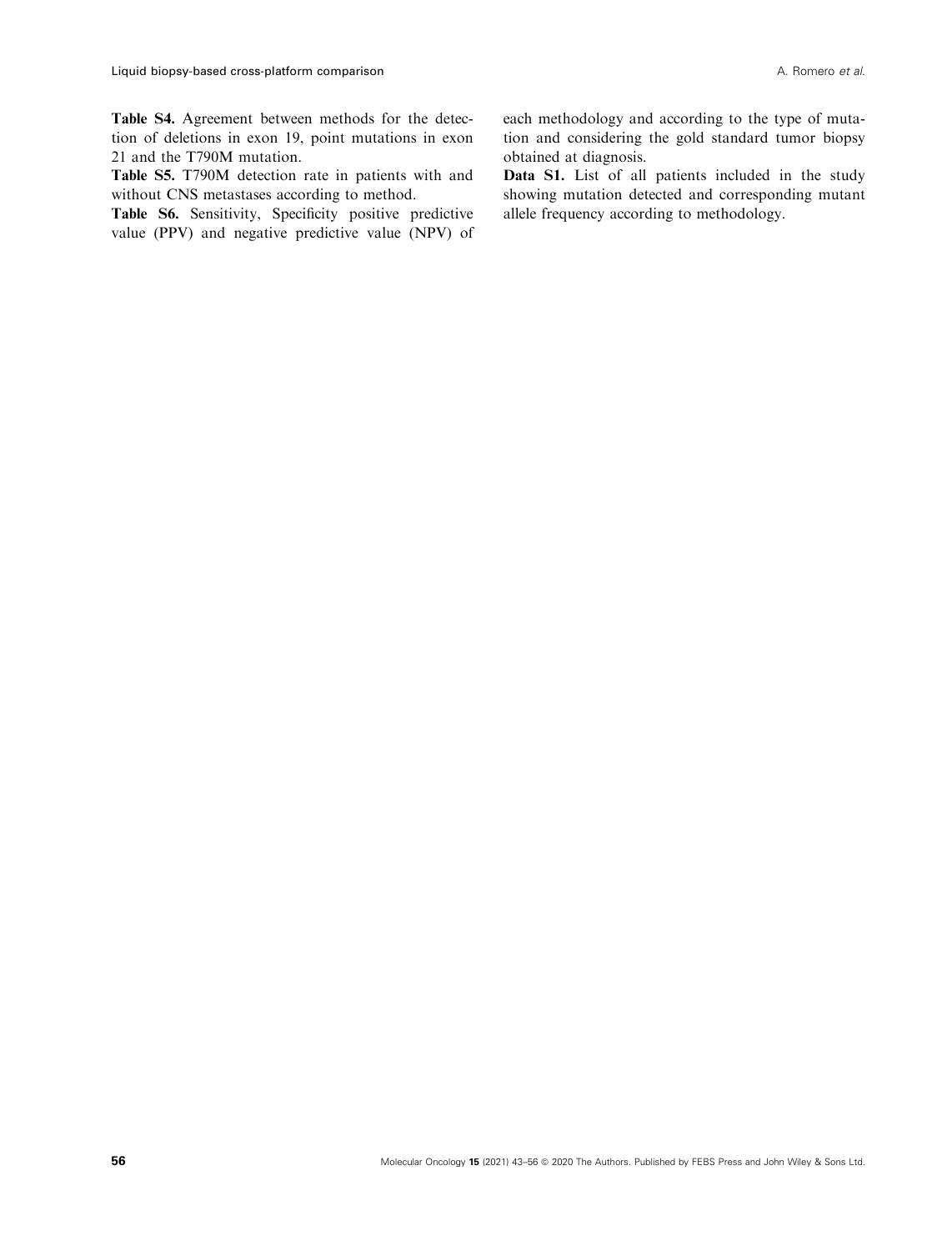**Table S4.** Agreement between methods for the detection of deletions in exon 19, point mutations in exon 21 and the T790M mutation.

**Table S5.** T790M detection rate in patients with and without CNS metastases according to method.

**Table S6.** Sensitivity, Specificity positive predictive value (PPV) and negative predictive value (NPV) of each methodology and according to the type of mutation and considering the gold standard tumor biopsy obtained at diagnosis.

**Data S1.** List of all patients included in the study showing mutation detected and corresponding mutant allele frequency according to methodology.